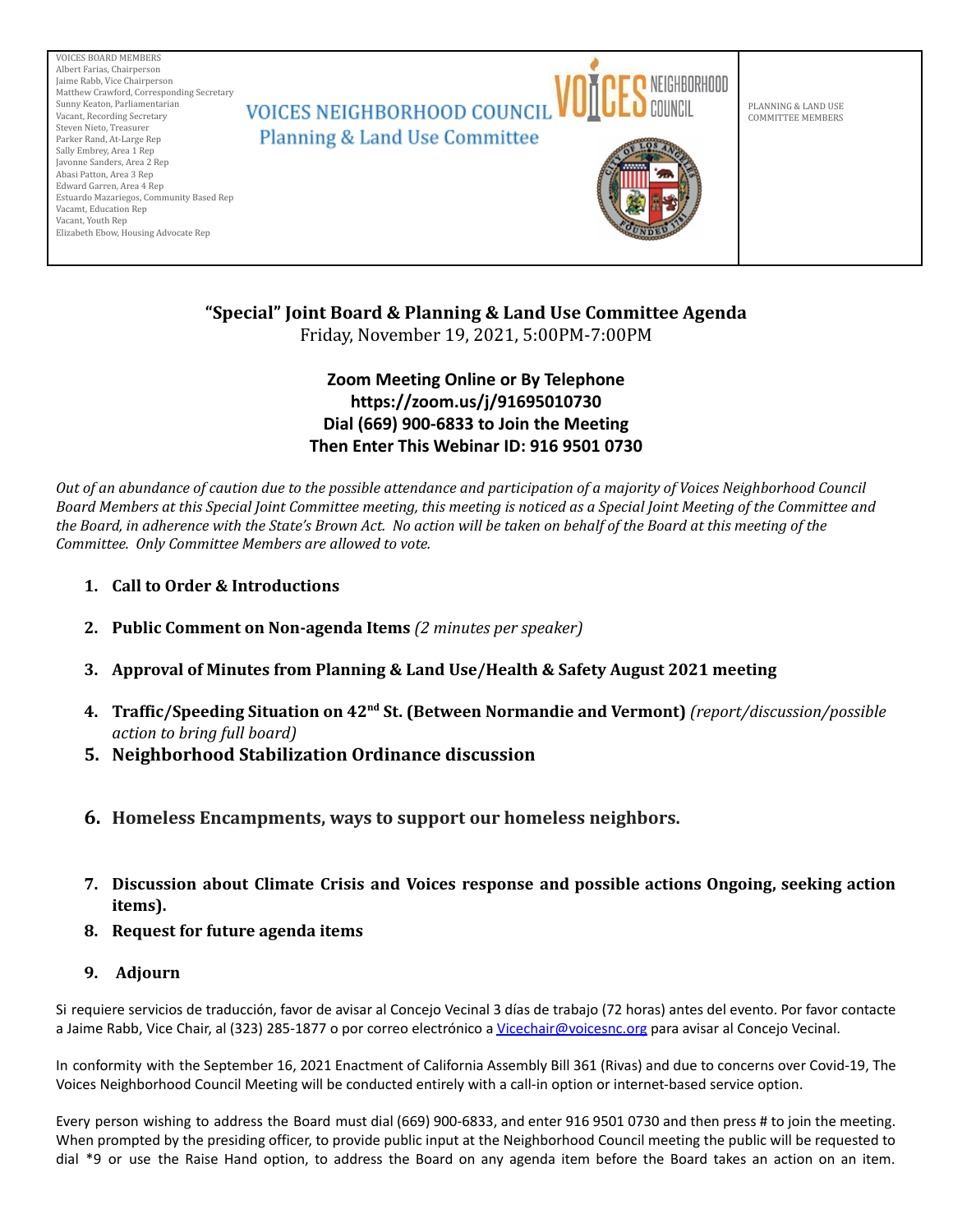VOICES BOARD MEMBERS
Albert Farias, Chairperson
Jaime Rabb, Vice Chairperson
Matthew Crawford, Corresponding Secretary
Sunny Keaton, Parliamentarian
Vacant, Recording Secretary
Steven Nieto, Treasurer
Parker Rand, At-Large Rep
Sally Embrey, Area 1 Rep
Javonne Sanders, Area 2 Rep
Abasi Patton, Area 3 Rep
Edward Garren, Area 4 Rep
Estuardo Mazariegos, Community Based Rep
Vacamt, Education Rep
Vacant, Youth Rep
Elizabeth Ebow, Housing Advocate Rep

VOICES NEIGHBORHOOD COUNCIL
Planning & Land Use Committee

PLANNING & LAND USE COMMITTEE MEMBERS

# "Special" Joint Board & Planning & Land Use Committee Agenda

Friday, November 19, 2021, 5:00PM-7:00PM

**Zoom Meeting Online or By Telephone**
**https://zoom.us/j/91695010730**
**Dial (669) 900-6833 to Join the Meeting**
**Then Enter This Webinar ID: 916 9501 0730**

*Out of an abundance of caution due to the possible attendance and participation of a majority of Voices Neighborhood Council Board Members at this Special Joint Committee meeting, this meeting is noticed as a Special Joint Meeting of the Committee and the Board, in adherence with the State's Brown Act. No action will be taken on behalf of the Board at this meeting of the Committee. Only Committee Members are allowed to vote.*

1. **Call to Order & Introductions**
2. **Public Comment on Non-agenda Items** *(2 minutes per speaker)*
3. **Approval of Minutes from Planning & Land Use/Health & Safety August 2021 meeting**
4. **Traffic/Speeding Situation on 42nd St. (Between Normandie and Vermont)** *(report/discussion/possible action to bring full board)*
5. **Neighborhood Stabilization Ordinance discussion**
6. **Homeless Encampments, ways to support our homeless neighbors.**
7. **Discussion about Climate Crisis and Voices response and possible actions Ongoing, seeking action items).**
8. **Request for future agenda items**
9. **Adjourn**

Si requiere servicios de traducción, favor de avisar al Concejo Vecinal 3 días de trabajo (72 horas) antes del evento. Por favor contacte a Jaime Rabb, Vice Chair, al (323) 285-1877 o por correo electrónico a Vicechair@voicesnc.org para avisar al Concejo Vecinal.

In conformity with the September 16, 2021 Enactment of California Assembly Bill 361 (Rivas) and due to concerns over Covid-19, The Voices Neighborhood Council Meeting will be conducted entirely with a call-in option or internet-based service option.

Every person wishing to address the Board must dial (669) 900-6833, and enter 916 9501 0730 and then press # to join the meeting. When prompted by the presiding officer, to provide public input at the Neighborhood Council meeting the public will be requested to dial *9 or use the Raise Hand option, to address the Board on any agenda item before the Board takes an action on an item.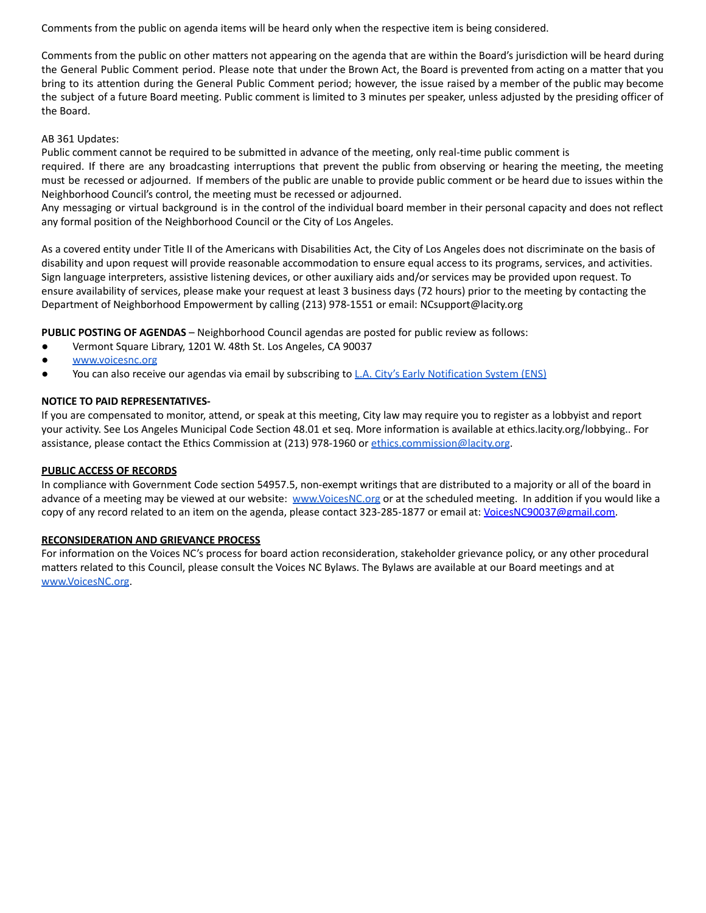Comments from the public on agenda items will be heard only when the respective item is being considered.

Comments from the public on other matters not appearing on the agenda that are within the Board's jurisdiction will be heard during the General Public Comment period. Please note that under the Brown Act, the Board is prevented from acting on a matter that you bring to its attention during the General Public Comment period; however, the issue raised by a member of the public may become the subject of a future Board meeting. Public comment is limited to 3 minutes per speaker, unless adjusted by the presiding officer of the Board.

AB 361 Updates:
Public comment cannot be required to be submitted in advance of the meeting, only real-time public comment is required. If there are any broadcasting interruptions that prevent the public from observing or hearing the meeting, the meeting must be recessed or adjourned. If members of the public are unable to provide public comment or be heard due to issues within the Neighborhood Council's control, the meeting must be recessed or adjourned.
Any messaging or virtual background is in the control of the individual board member in their personal capacity and does not reflect any formal position of the Neighborhood Council or the City of Los Angeles.

As a covered entity under Title II of the Americans with Disabilities Act, the City of Los Angeles does not discriminate on the basis of disability and upon request will provide reasonable accommodation to ensure equal access to its programs, services, and activities. Sign language interpreters, assistive listening devices, or other auxiliary aids and/or services may be provided upon request. To ensure availability of services, please make your request at least 3 business days (72 hours) prior to the meeting by contacting the Department of Neighborhood Empowerment by calling (213) 978-1551 or email: NCsupport@lacity.org

**PUBLIC POSTING OF AGENDAS** – Neighborhood Council agendas are posted for public review as follows:

- Vermont Square Library, 1201 W. 48th St. Los Angeles, CA 90037
- www.voicesnc.org
- You can also receive our agendas via email by subscribing to L.A. City's Early Notification System (ENS)

**NOTICE TO PAID REPRESENTATIVES-**
If you are compensated to monitor, attend, or speak at this meeting, City law may require you to register as a lobbyist and report your activity. See Los Angeles Municipal Code Section 48.01 et seq. More information is available at ethics.lacity.org/lobbying.. For assistance, please contact the Ethics Commission at (213) 978-1960 or ethics.commission@lacity.org.

**PUBLIC ACCESS OF RECORDS**
In compliance with Government Code section 54957.5, non-exempt writings that are distributed to a majority or all of the board in advance of a meeting may be viewed at our website: www.VoicesNC.org or at the scheduled meeting. In addition if you would like a copy of any record related to an item on the agenda, please contact 323-285-1877 or email at: VoicesNC90037@gmail.com.

**RECONSIDERATION AND GRIEVANCE PROCESS**
For information on the Voices NC's process for board action reconsideration, stakeholder grievance policy, or any other procedural matters related to this Council, please consult the Voices NC Bylaws. The Bylaws are available at our Board meetings and at www.VoicesNC.org.